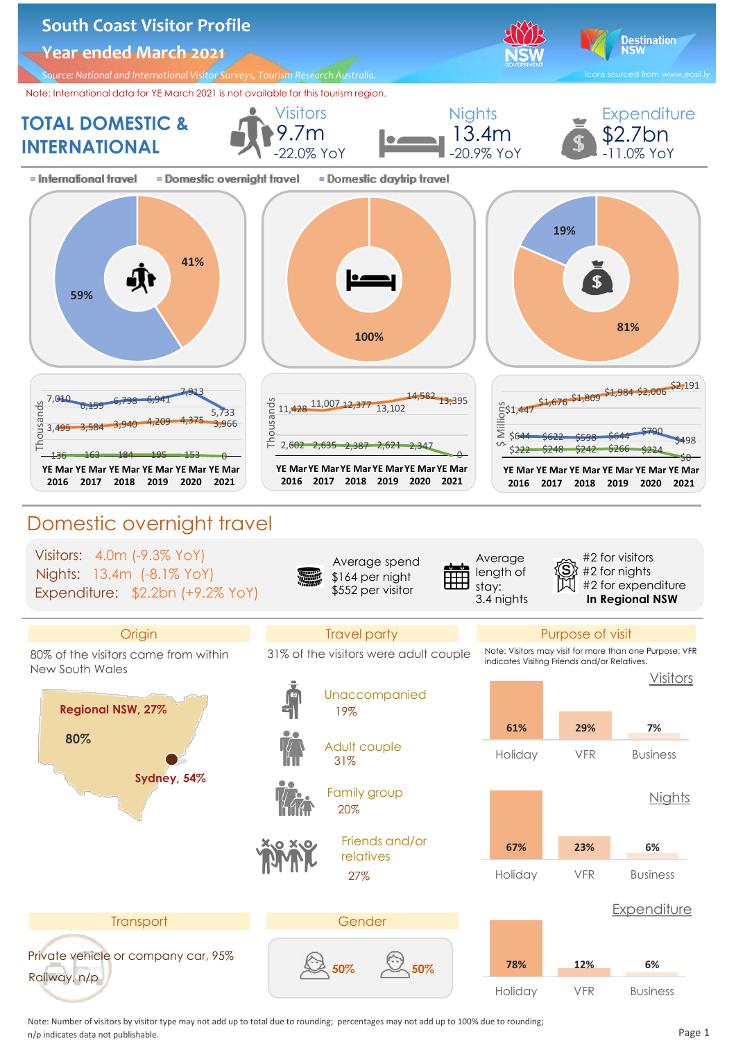# South Coast Visitor Profile

## Year ended March 2021

*Source: National and International Visitor Surveys, Tourism Research Australia.*

Icons sourced from www.easil.ly

Note: International data for YE March 2021 is not available for this tourism region.

## TOTAL DOMESTIC & INTERNATIONAL

| Visitors | Nights | Expenditure |
|---|---|---|
| 9.7m | 13.4m | $2.7bn |
| -22.0% YoY | -20.9% YoY | -11.0% YoY |

Legend: International travel; Domestic overnight travel; Domestic daytrip travel

| | Domestic overnight travel | Domestic daytrip travel |
|---|---|---|
| Visitors | 41% | 59% |
| Nights | 100% | |
| Expenditure | 81% | 19% |

**Visitors (Thousands)**

| | YE Mar 2016 | YE Mar 2017 | YE Mar 2018 | YE Mar 2019 | YE Mar 2020 | YE Mar 2021 |
|---|---|---|---|---|---|---|
| Domestic daytrip | 7,010 | 6,159 | 6,798 | 6,941 | 7,913 | 5,733 |
| Domestic overnight | 3,495 | 3,584 | 3,940 | 4,209 | 4,375 | 3,966 |
| International | 136 | 163 | 184 | 195 | 153 | 0 |

**Nights (Thousands)**

| | YE Mar 2016 | YE Mar 2017 | YE Mar 2018 | YE Mar 2019 | YE Mar 2020 | YE Mar 2021 |
|---|---|---|---|---|---|---|
| Domestic overnight | 11,428 | 11,007 | 12,377 | 13,102 | 14,582 | 13,395 |
| International | 2,602 | 2,635 | 2,387 | 2,621 | 2,347 | 0 |

**Expenditure ($ Millions)**

| | YE Mar 2016 | YE Mar 2017 | YE Mar 2018 | YE Mar 2019 | YE Mar 2020 | YE Mar 2021 |
|---|---|---|---|---|---|---|
| Domestic overnight | $1,447 | $1,676 | $1,809 | $1,984 | $2,006 | $2,191 |
| Domestic daytrip | $644 | $622 | $598 | $644 | $790 | $498 |
| International | $222 | $248 | $242 | $266 | $224 | $0 |

## Domestic overnight travel

Visitors: 4.0m (-9.3% YoY)
Nights: 13.4m (-8.1% YoY)
Expenditure: $2.2bn (+9.2% YoY)

Average spend
$164 per night
$552 per visitor

Average length of stay:
3.4 nights

#2 for visitors
#2 for nights
#2 for expenditure
**In Regional NSW**

### Origin

80% of the visitors came from within New South Wales

- **Regional NSW, 27%**
- **Sydney, 54%**
- **80%**

### Travel party

31% of the visitors were adult couple

- Unaccompanied 19%
- Adult couple 31%
- Family group 20%
- Friends and/or relatives 27%

### Purpose of visit

Note: Visitors may visit for more than one Purpose; VFR indicates Visiting Friends and/or Relatives.

| | Holiday | VFR | Business |
|---|---|---|---|
| Visitors | 61% | 29% | 7% |
| Nights | 67% | 23% | 6% |
| Expenditure | 78% | 12% | 6% |

### Transport

Private vehicle or company car, 95%
Railway, n/p

### Gender

50% / 50%

Note: Number of visitors by visitor type may not add up to total due to rounding; percentages may not add up to 100% due to rounding;
n/p indicates data not publishable.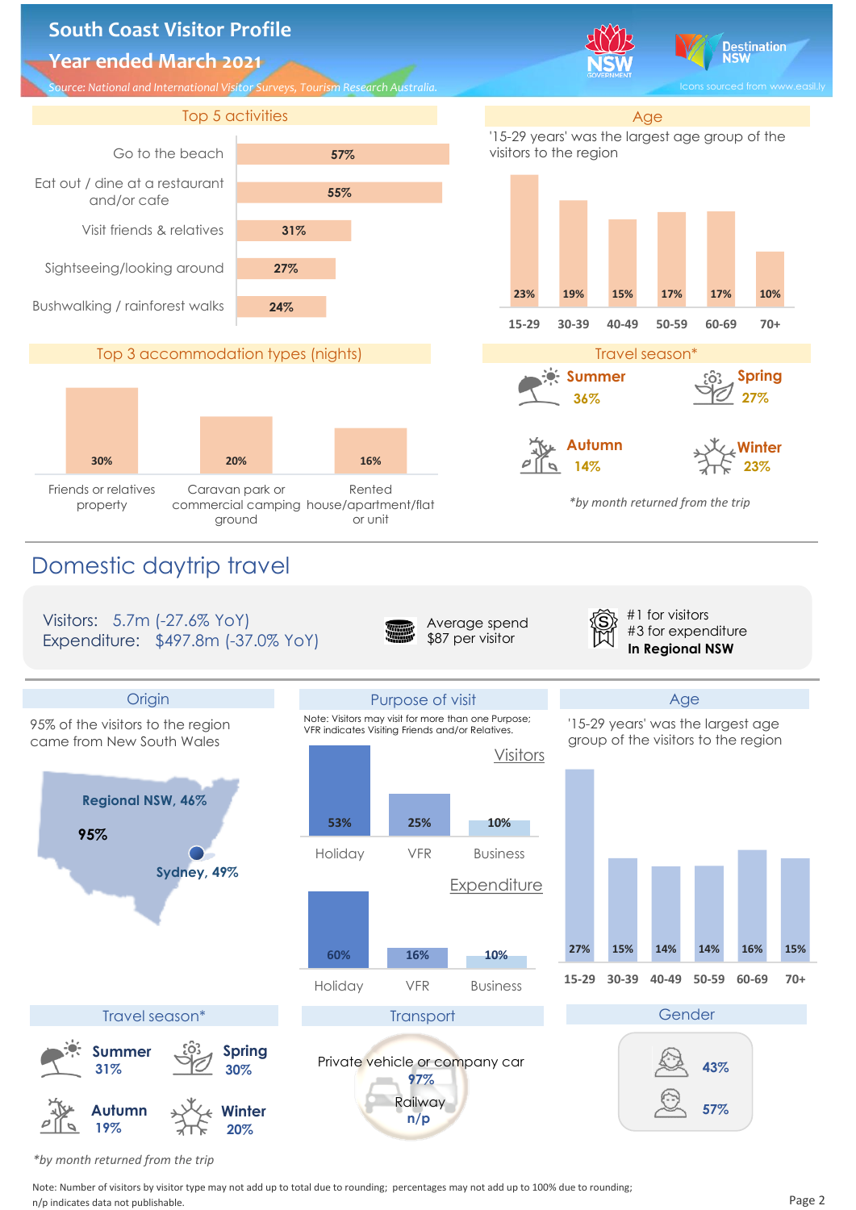# South Coast Visitor Profile

## Year ended March 2021

*Source: National and International Visitor Surveys, Tourism Research Australia.*

Icons sourced from www.easil.ly

### Top 5 activities

| Activity | % |
|---|---|
| Go to the beach | 57% |
| Eat out / dine at a restaurant and/or cafe | 55% |
| Visit friends & relatives | 31% |
| Sightseeing/looking around | 27% |
| Bushwalking / rainforest walks | 24% |

### Age

'15-29 years' was the largest age group of the visitors to the region

| 15-29 | 30-39 | 40-49 | 50-59 | 60-69 | 70+ |
|---|---|---|---|---|---|
| 23% | 19% | 15% | 17% | 17% | 10% |

### Top 3 accommodation types (nights)

| Friends or relatives property | Caravan park or commercial camping ground | Rented house/apartment/flat or unit |
|---|---|---|
| 30% | 20% | 16% |

### Travel season*

| Summer | Spring | Autumn | Winter |
|---|---|---|---|
| 36% | 27% | 14% | 23% |

*by month returned from the trip

# Domestic daytrip travel

Visitors: 5.7m (-27.6% YoY)
Expenditure: $497.8m (-37.0% YoY)

Average spend $87 per visitor

#1 for visitors
#3 for expenditure
**In Regional NSW**

### Origin

95% of the visitors to the region came from New South Wales

- 95%
- Regional NSW, 46%
- Sydney, 49%

### Purpose of visit

Note: Visitors may visit for more than one Purpose; VFR indicates Visiting Friends and/or Relatives.

| | Holiday | VFR | Business |
|---|---|---|---|
| Visitors | 53% | 25% | 10% |
| Expenditure | 60% | 16% | 10% |

### Age

'15-29 years' was the largest age group of the visitors to the region

| 15-29 | 30-39 | 40-49 | 50-59 | 60-69 | 70+ |
|---|---|---|---|---|---|
| 27% | 15% | 14% | 14% | 16% | 15% |

### Travel season*

| Summer | Spring | Autumn | Winter |
|---|---|---|---|
| 31% | 30% | 19% | 20% |

*by month returned from the trip

### Transport

| Mode | % |
|---|---|
| Private vehicle or company car | 97% |
| Railway | n/p |

### Gender

| Female | Male |
|---|---|
| 43% | 57% |

Note: Number of visitors by visitor type may not add up to total due to rounding; percentages may not add up to 100% due to rounding;
n/p indicates data not publishable.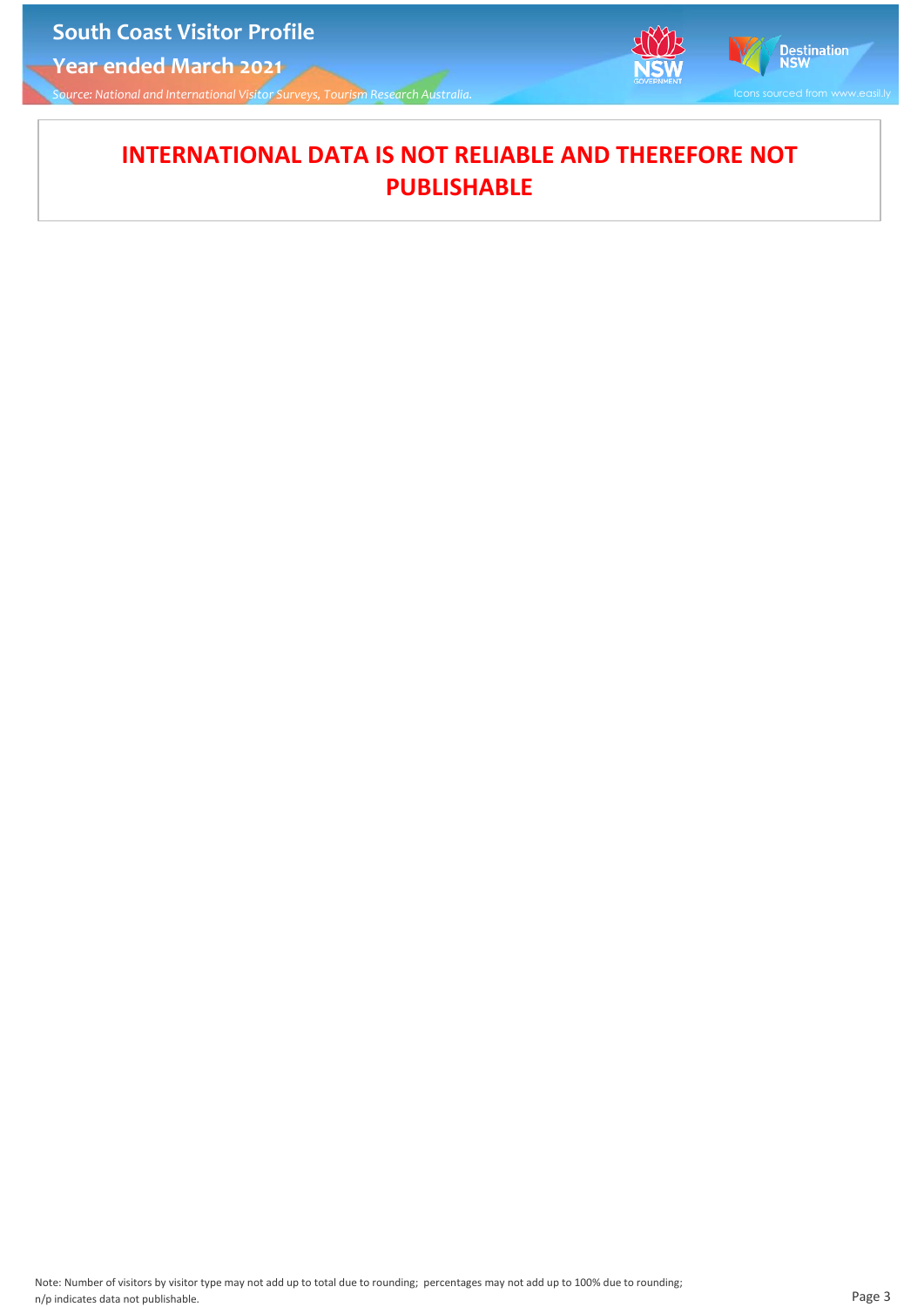**INTERNATIONAL DATA IS NOT RELIABLE AND THEREFORE NOT PUBLISHABLE**

Note: Number of visitors by visitor type may not add up to total due to rounding; percentages may not add up to 100% due to rounding; n/p indicates data not publishable.